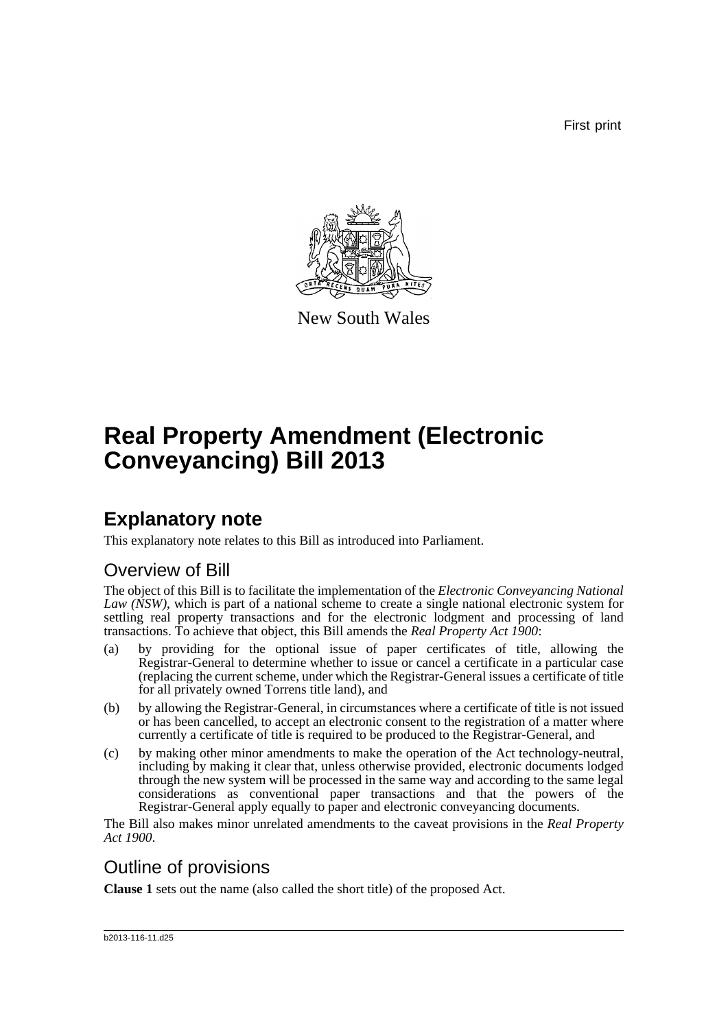First print

New South Wales

# Real Property Amendment (Electronic Conveyancing) Bill 2013

## Explanatory note

This explanatory note relates to this Bill as introduced into Parliament.

### Overview of Bill

The object of this Bill is to facilitate the implementation of the *Electronic Conveyancing National Law (NSW)*, which is part of a national scheme to create a single national electronic system for settling real property transactions and for the electronic lodgment and processing of land transactions. To achieve that object, this Bill amends the *Real Property Act 1900*:

(a) by providing for the optional issue of paper certificates of title, allowing the Registrar-General to determine whether to issue or cancel a certificate in a particular case (replacing the current scheme, under which the Registrar-General issues a certificate of title for all privately owned Torrens title land), and

(b) by allowing the Registrar-General, in circumstances where a certificate of title is not issued or has been cancelled, to accept an electronic consent to the registration of a matter where currently a certificate of title is required to be produced to the Registrar-General, and

(c) by making other minor amendments to make the operation of the Act technology-neutral, including by making it clear that, unless otherwise provided, electronic documents lodged through the new system will be processed in the same way and according to the same legal considerations as conventional paper transactions and that the powers of the Registrar-General apply equally to paper and electronic conveyancing documents.

The Bill also makes minor unrelated amendments to the caveat provisions in the *Real Property Act 1900*.

### Outline of provisions

**Clause 1** sets out the name (also called the short title) of the proposed Act.

b2013-116-11.d25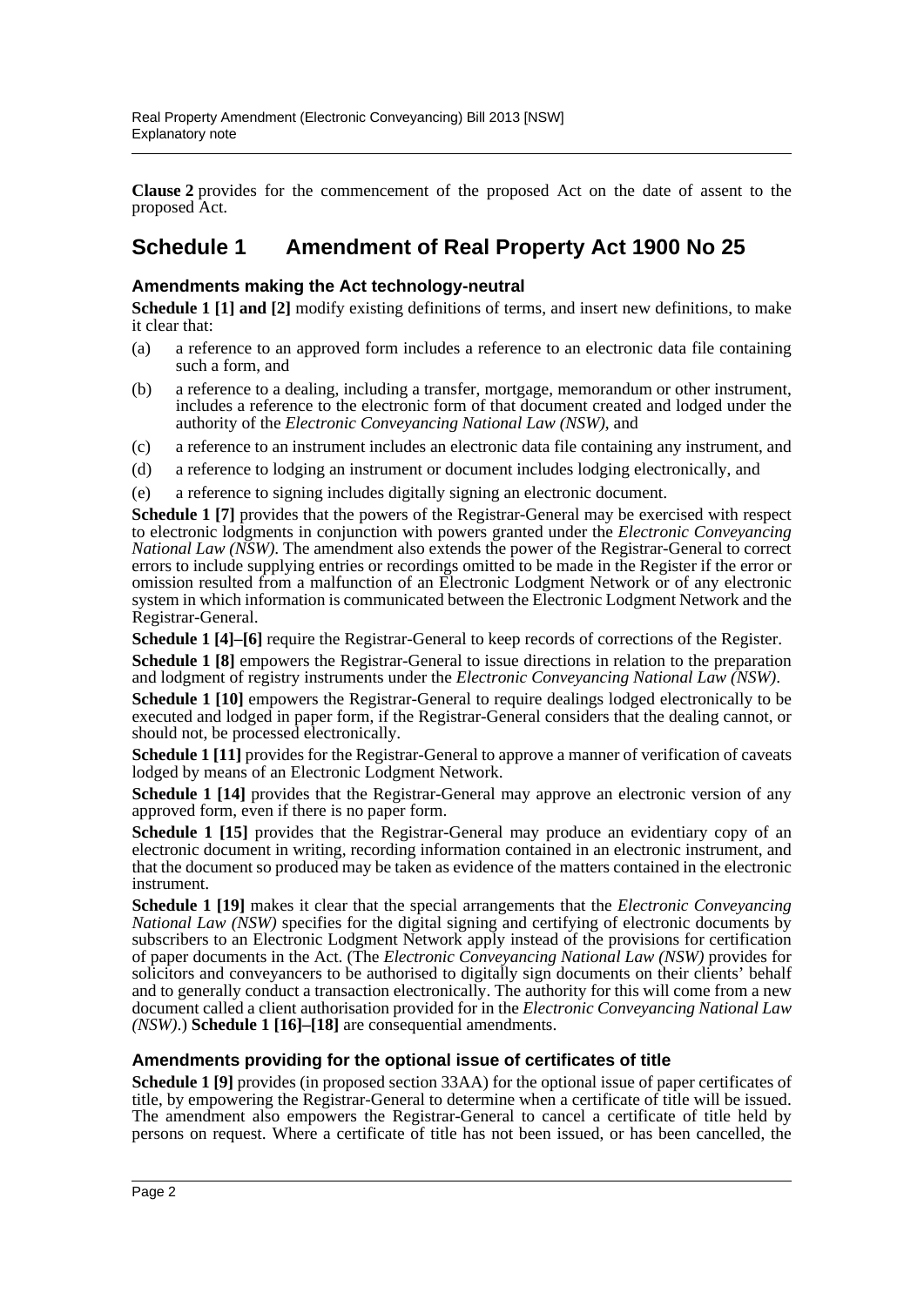**Clause 2** provides for the commencement of the proposed Act on the date of assent to the proposed Act.

## Schedule 1 Amendment of Real Property Act 1900 No 25

### Amendments making the Act technology-neutral

**Schedule 1 [1] and [2]** modify existing definitions of terms, and insert new definitions, to make it clear that:

(a) a reference to an approved form includes a reference to an electronic data file containing such a form, and

(b) a reference to a dealing, including a transfer, mortgage, memorandum or other instrument, includes a reference to the electronic form of that document created and lodged under the authority of the *Electronic Conveyancing National Law (NSW)*, and

(c) a reference to an instrument includes an electronic data file containing any instrument, and

(d) a reference to lodging an instrument or document includes lodging electronically, and

(e) a reference to signing includes digitally signing an electronic document.

**Schedule 1 [7]** provides that the powers of the Registrar-General may be exercised with respect to electronic lodgments in conjunction with powers granted under the *Electronic Conveyancing National Law (NSW)*. The amendment also extends the power of the Registrar-General to correct errors to include supplying entries or recordings omitted to be made in the Register if the error or omission resulted from a malfunction of an Electronic Lodgment Network or of any electronic system in which information is communicated between the Electronic Lodgment Network and the Registrar-General.

**Schedule 1 [4]–[6]** require the Registrar-General to keep records of corrections of the Register.

**Schedule 1 [8]** empowers the Registrar-General to issue directions in relation to the preparation and lodgment of registry instruments under the *Electronic Conveyancing National Law (NSW)*.

**Schedule 1 [10]** empowers the Registrar-General to require dealings lodged electronically to be executed and lodged in paper form, if the Registrar-General considers that the dealing cannot, or should not, be processed electronically.

**Schedule 1 [11]** provides for the Registrar-General to approve a manner of verification of caveats lodged by means of an Electronic Lodgment Network.

**Schedule 1 [14]** provides that the Registrar-General may approve an electronic version of any approved form, even if there is no paper form.

**Schedule 1 [15]** provides that the Registrar-General may produce an evidentiary copy of an electronic document in writing, recording information contained in an electronic instrument, and that the document so produced may be taken as evidence of the matters contained in the electronic instrument.

**Schedule 1 [19]** makes it clear that the special arrangements that the *Electronic Conveyancing National Law (NSW)* specifies for the digital signing and certifying of electronic documents by subscribers to an Electronic Lodgment Network apply instead of the provisions for certification of paper documents in the Act. (The *Electronic Conveyancing National Law (NSW)* provides for solicitors and conveyancers to be authorised to digitally sign documents on their clients' behalf and to generally conduct a transaction electronically. The authority for this will come from a new document called a client authorisation provided for in the *Electronic Conveyancing National Law (NSW)*.) **Schedule 1 [16]–[18]** are consequential amendments.

### Amendments providing for the optional issue of certificates of title

**Schedule 1 [9]** provides (in proposed section 33AA) for the optional issue of paper certificates of title, by empowering the Registrar-General to determine when a certificate of title will be issued. The amendment also empowers the Registrar-General to cancel a certificate of title held by persons on request. Where a certificate of title has not been issued, or has been cancelled, the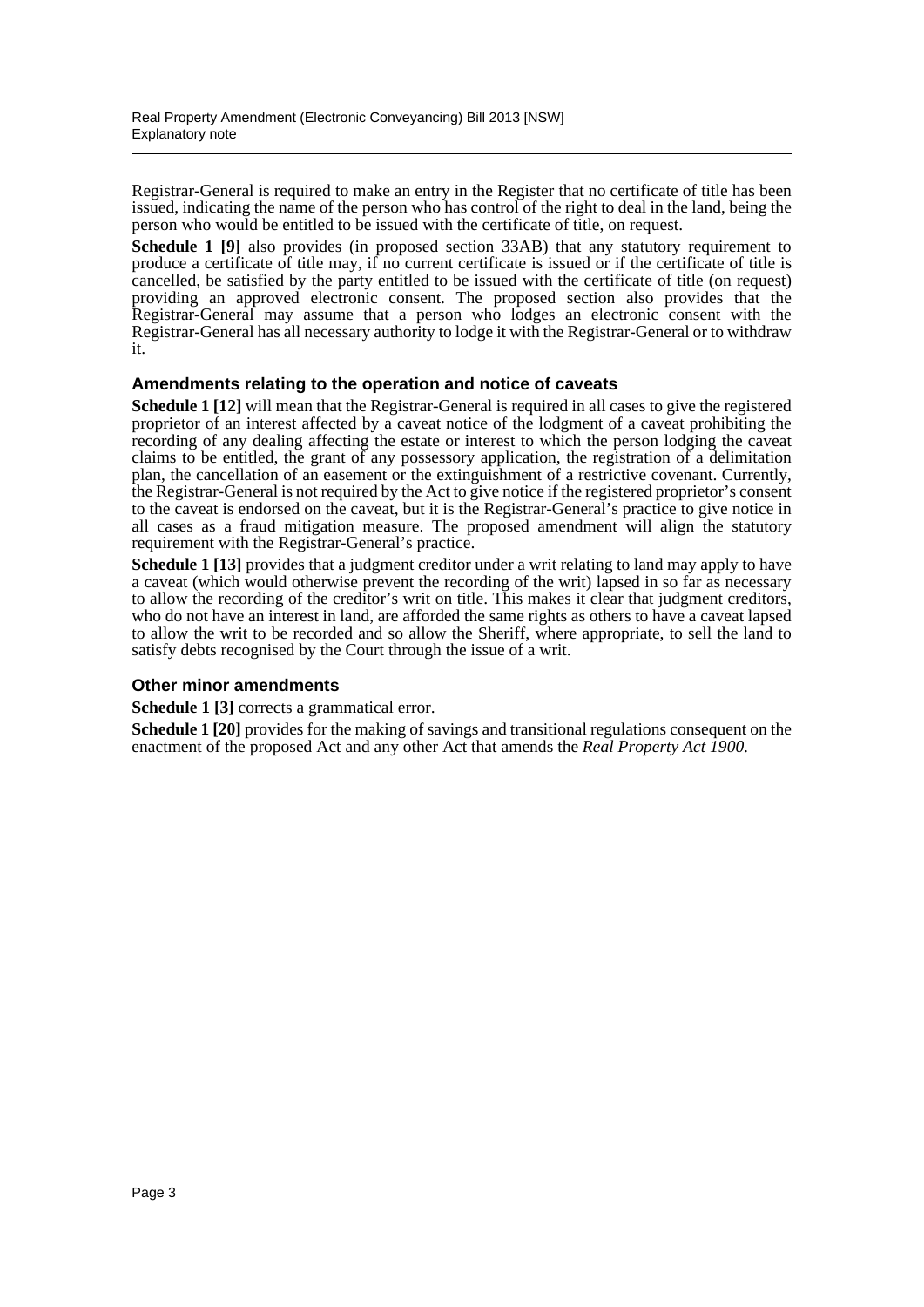Registrar-General is required to make an entry in the Register that no certificate of title has been issued, indicating the name of the person who has control of the right to deal in the land, being the person who would be entitled to be issued with the certificate of title, on request.

**Schedule 1 [9]** also provides (in proposed section 33AB) that any statutory requirement to produce a certificate of title may, if no current certificate is issued or if the certificate of title is cancelled, be satisfied by the party entitled to be issued with the certificate of title (on request) providing an approved electronic consent. The proposed section also provides that the Registrar-General may assume that a person who lodges an electronic consent with the Registrar-General has all necessary authority to lodge it with the Registrar-General or to withdraw it.

### Amendments relating to the operation and notice of caveats

**Schedule 1 [12]** will mean that the Registrar-General is required in all cases to give the registered proprietor of an interest affected by a caveat notice of the lodgment of a caveat prohibiting the recording of any dealing affecting the estate or interest to which the person lodging the caveat claims to be entitled, the grant of any possessory application, the registration of a delimitation plan, the cancellation of an easement or the extinguishment of a restrictive covenant. Currently, the Registrar-General is not required by the Act to give notice if the registered proprietor's consent to the caveat is endorsed on the caveat, but it is the Registrar-General's practice to give notice in all cases as a fraud mitigation measure. The proposed amendment will align the statutory requirement with the Registrar-General's practice.

**Schedule 1 [13]** provides that a judgment creditor under a writ relating to land may apply to have a caveat (which would otherwise prevent the recording of the writ) lapsed in so far as necessary to allow the recording of the creditor's writ on title. This makes it clear that judgment creditors, who do not have an interest in land, are afforded the same rights as others to have a caveat lapsed to allow the writ to be recorded and so allow the Sheriff, where appropriate, to sell the land to satisfy debts recognised by the Court through the issue of a writ.

### Other minor amendments

**Schedule 1 [3]** corrects a grammatical error.

**Schedule 1 [20]** provides for the making of savings and transitional regulations consequent on the enactment of the proposed Act and any other Act that amends the *Real Property Act 1900*.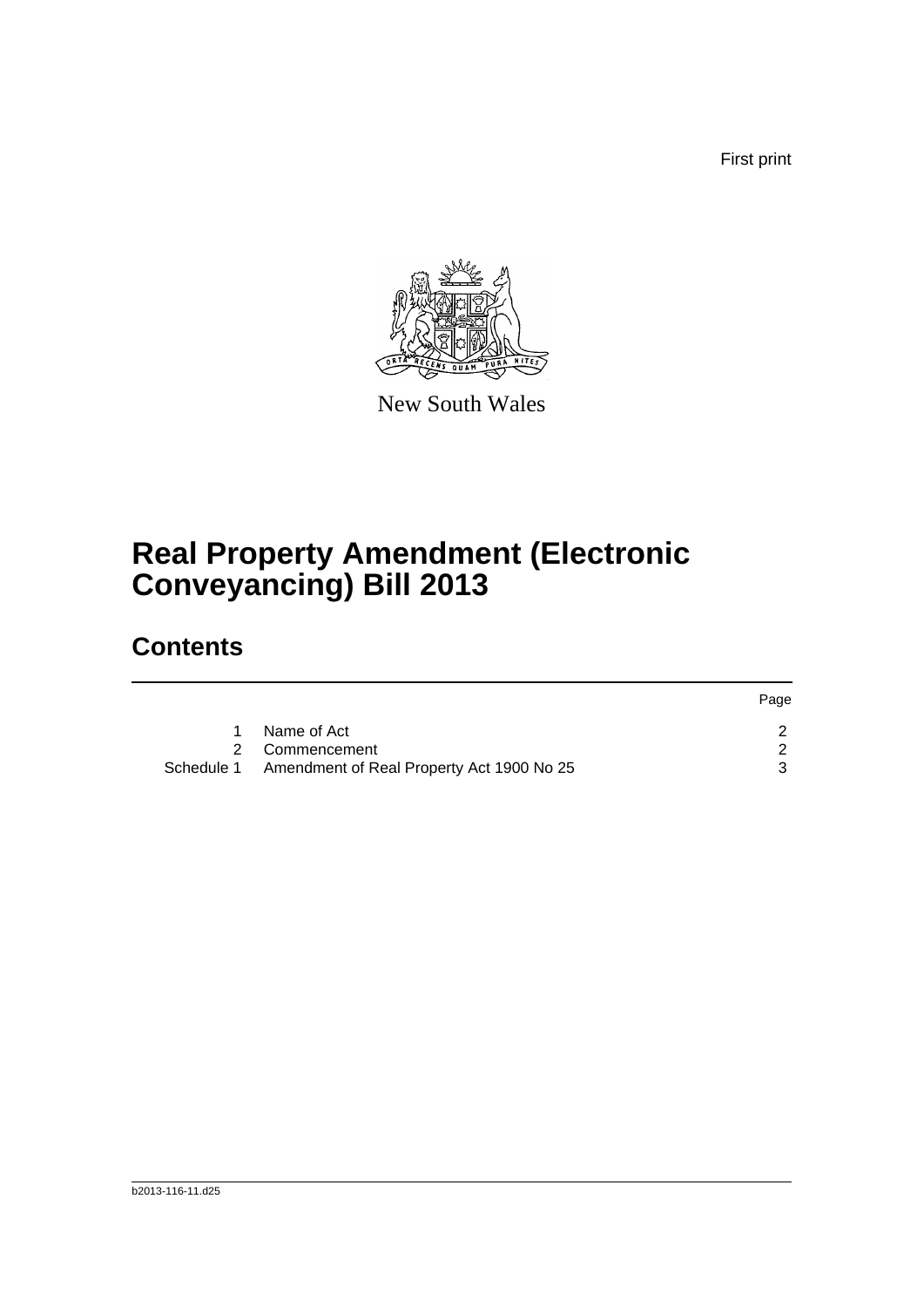First print

New South Wales

# Real Property Amendment (Electronic Conveyancing) Bill 2013

## Contents

| | | Page |
|---|---|---|
| 1 | Name of Act | 2 |
| 2 | Commencement | 2 |
| Schedule 1 | Amendment of Real Property Act 1900 No 25 | 3 |

b2013-116-11.d25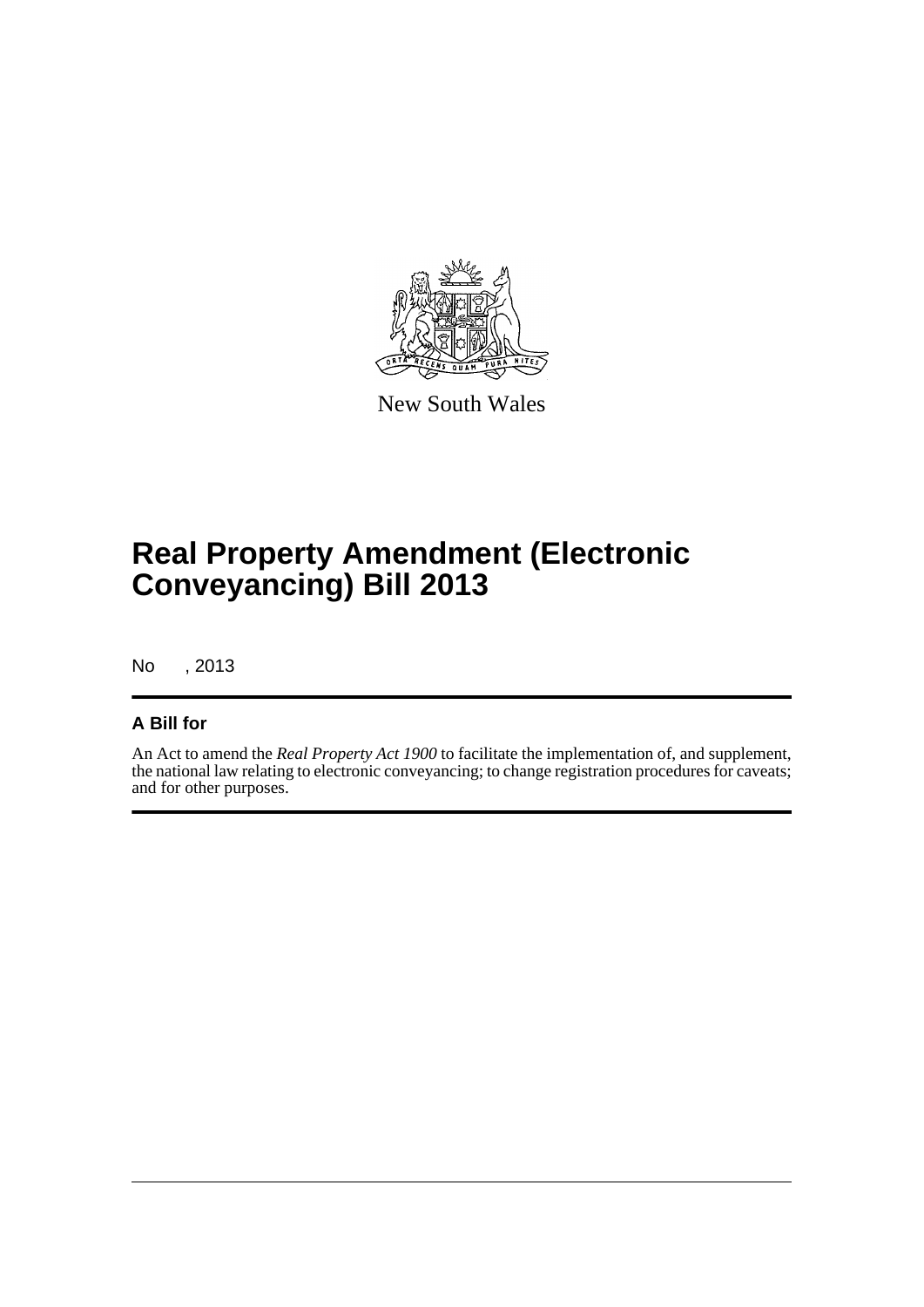New South Wales

# Real Property Amendment (Electronic Conveyancing) Bill 2013

No , 2013

## A Bill for

An Act to amend the *Real Property Act 1900* to facilitate the implementation of, and supplement, the national law relating to electronic conveyancing; to change registration procedures for caveats; and for other purposes.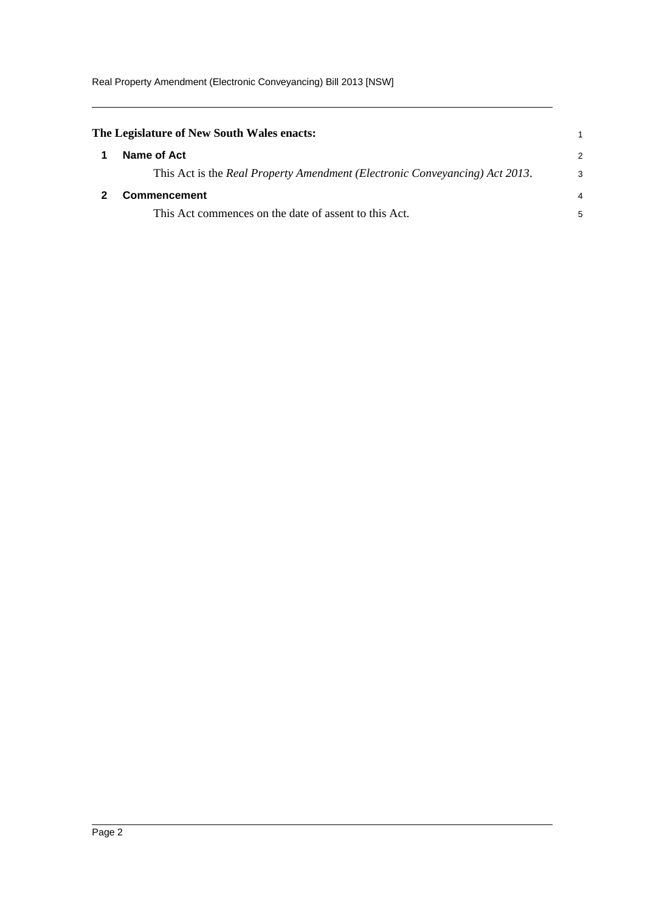**The Legislature of New South Wales enacts:**

## 1 Name of Act

This Act is the *Real Property Amendment (Electronic Conveyancing) Act 2013*.

## 2 Commencement

This Act commences on the date of assent to this Act.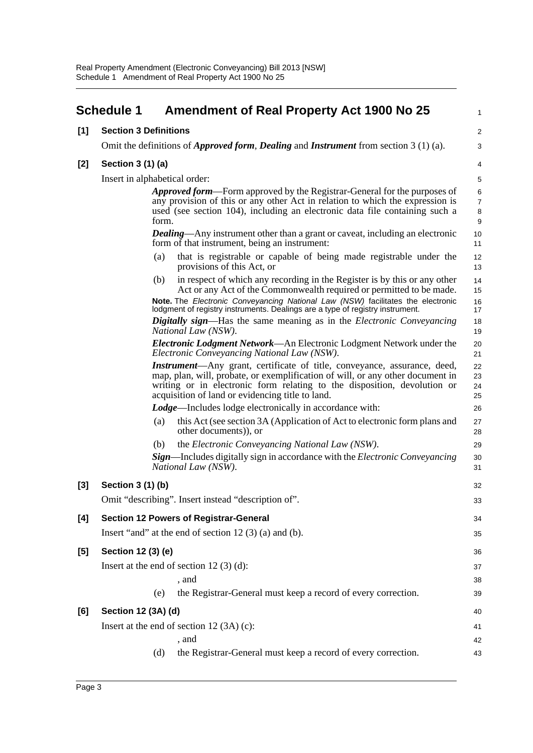# Schedule 1 Amendment of Real Property Act 1900 No 25

**[1] Section 3 Definitions**

Omit the definitions of ***Approved form***, ***Dealing*** and ***Instrument*** from section 3 (1) (a).

**[2] Section 3 (1) (a)**

Insert in alphabetical order:

> ***Approved form***—Form approved by the Registrar-General for the purposes of any provision of this or any other Act in relation to which the expression is used (see section 104), including an electronic data file containing such a form.
>
> ***Dealing***—Any instrument other than a grant or caveat, including an electronic form of that instrument, being an instrument:
>
> (a) that is registrable or capable of being made registrable under the provisions of this Act, or
>
> (b) in respect of which any recording in the Register is by this or any other Act or any Act of the Commonwealth required or permitted to be made.
>
> **Note.** The *Electronic Conveyancing National Law (NSW)* facilitates the electronic lodgment of registry instruments. Dealings are a type of registry instrument.
>
> ***Digitally sign***—Has the same meaning as in the *Electronic Conveyancing National Law (NSW)*.
>
> ***Electronic Lodgment Network***—An Electronic Lodgment Network under the *Electronic Conveyancing National Law (NSW)*.
>
> ***Instrument***—Any grant, certificate of title, conveyance, assurance, deed, map, plan, will, probate, or exemplification of will, or any other document in writing or in electronic form relating to the disposition, devolution or acquisition of land or evidencing title to land.
>
> ***Lodge***—Includes lodge electronically in accordance with:
>
> (a) this Act (see section 3A (Application of Act to electronic form plans and other documents)), or
>
> (b) the *Electronic Conveyancing National Law (NSW)*.
>
> ***Sign***—Includes digitally sign in accordance with the *Electronic Conveyancing National Law (NSW)*.

**[3] Section 3 (1) (b)**

Omit "describing". Insert instead "description of".

**[4] Section 12 Powers of Registrar-General**

Insert "and" at the end of section 12 (3) (a) and (b).

**[5] Section 12 (3) (e)**

Insert at the end of section 12 (3) (d):

> , and
>
> (e) the Registrar-General must keep a record of every correction.

**[6] Section 12 (3A) (d)**

Insert at the end of section 12 (3A) (c):

> , and
>
> (d) the Registrar-General must keep a record of every correction.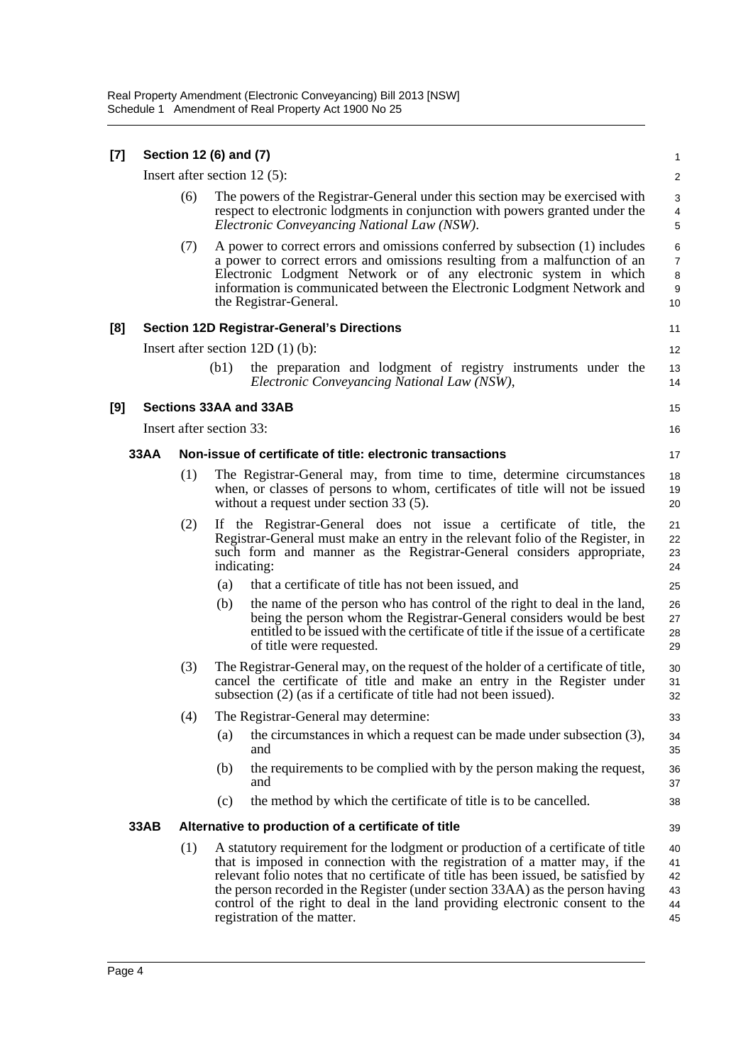**[7] Section 12 (6) and (7)**

Insert after section 12 (5):

(6) The powers of the Registrar-General under this section may be exercised with respect to electronic lodgments in conjunction with powers granted under the *Electronic Conveyancing National Law (NSW)*.

(7) A power to correct errors and omissions conferred by subsection (1) includes a power to correct errors and omissions resulting from a malfunction of an Electronic Lodgment Network or of any electronic system in which information is communicated between the Electronic Lodgment Network and the Registrar-General.

**[8] Section 12D Registrar-General's Directions**

Insert after section 12D (1) (b):

(b1) the preparation and lodgment of registry instruments under the *Electronic Conveyancing National Law (NSW)*,

**[9] Sections 33AA and 33AB**

Insert after section 33:

**33AA Non-issue of certificate of title: electronic transactions**

(1) The Registrar-General may, from time to time, determine circumstances when, or classes of persons to whom, certificates of title will not be issued without a request under section 33 (5).

(2) If the Registrar-General does not issue a certificate of title, the Registrar-General must make an entry in the relevant folio of the Register, in such form and manner as the Registrar-General considers appropriate, indicating:

(a) that a certificate of title has not been issued, and

(b) the name of the person who has control of the right to deal in the land, being the person whom the Registrar-General considers would be best entitled to be issued with the certificate of title if the issue of a certificate of title were requested.

(3) The Registrar-General may, on the request of the holder of a certificate of title, cancel the certificate of title and make an entry in the Register under subsection (2) (as if a certificate of title had not been issued).

(4) The Registrar-General may determine:

(a) the circumstances in which a request can be made under subsection (3), and

(b) the requirements to be complied with by the person making the request, and

(c) the method by which the certificate of title is to be cancelled.

**33AB Alternative to production of a certificate of title**

(1) A statutory requirement for the lodgment or production of a certificate of title that is imposed in connection with the registration of a matter may, if the relevant folio notes that no certificate of title has been issued, be satisfied by the person recorded in the Register (under section 33AA) as the person having control of the right to deal in the land providing electronic consent to the registration of the matter.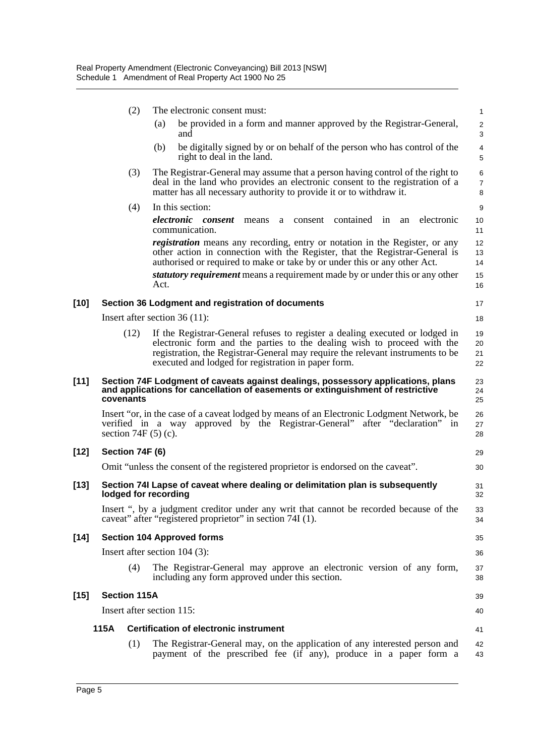(2) The electronic consent must:

(a) be provided in a form and manner approved by the Registrar-General, and

(b) be digitally signed by or on behalf of the person who has control of the right to deal in the land.

(3) The Registrar-General may assume that a person having control of the right to deal in the land who provides an electronic consent to the registration of a matter has all necessary authority to provide it or to withdraw it.

(4) In this section:

***electronic consent*** means a consent contained in an electronic communication.

***registration*** means any recording, entry or notation in the Register, or any other action in connection with the Register, that the Registrar-General is authorised or required to make or take by or under this or any other Act.

***statutory requirement*** means a requirement made by or under this or any other Act.

### [10] Section 36 Lodgment and registration of documents

Insert after section 36 (11):

(12) If the Registrar-General refuses to register a dealing executed or lodged in electronic form and the parties to the dealing wish to proceed with the registration, the Registrar-General may require the relevant instruments to be executed and lodged for registration in paper form.

### [11] Section 74F Lodgment of caveats against dealings, possessory applications, plans and applications for cancellation of easements or extinguishment of restrictive covenants

Insert "or, in the case of a caveat lodged by means of an Electronic Lodgment Network, be verified in a way approved by the Registrar-General" after "declaration" in section 74F (5) (c).

### [12] Section 74F (6)

Omit "unless the consent of the registered proprietor is endorsed on the caveat".

### [13] Section 74I Lapse of caveat where dealing or delimitation plan is subsequently lodged for recording

Insert ", by a judgment creditor under any writ that cannot be recorded because of the caveat" after "registered proprietor" in section 74I (1).

### [14] Section 104 Approved forms

Insert after section 104 (3):

(4) The Registrar-General may approve an electronic version of any form, including any form approved under this section.

### [15] Section 115A

Insert after section 115:

#### 115A Certification of electronic instrument

(1) The Registrar-General may, on the application of any interested person and payment of the prescribed fee (if any), produce in a paper form a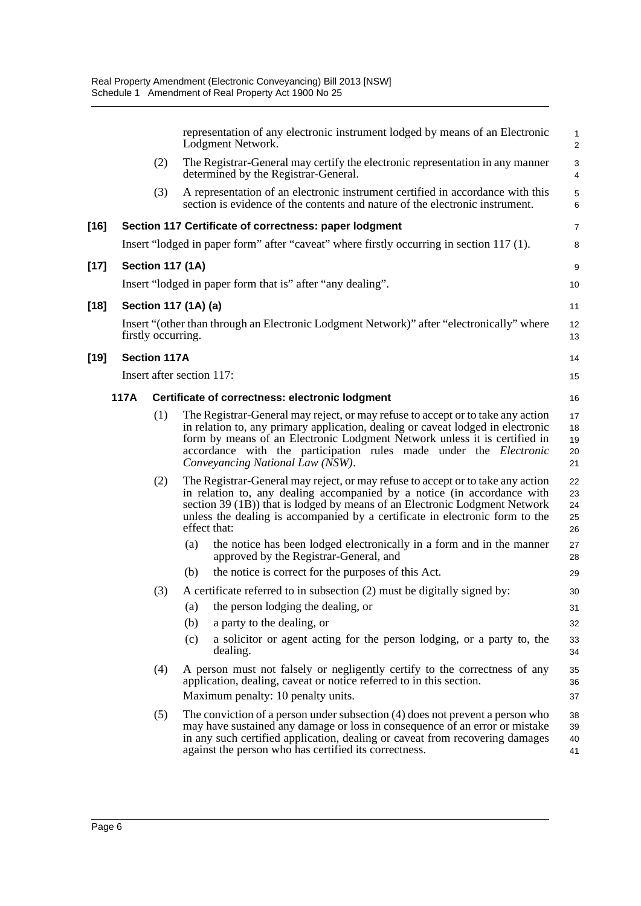representation of any electronic instrument lodged by means of an Electronic Lodgment Network.

(2) The Registrar-General may certify the electronic representation in any manner determined by the Registrar-General.

(3) A representation of an electronic instrument certified in accordance with this section is evidence of the contents and nature of the electronic instrument.

**[16] Section 117 Certificate of correctness: paper lodgment**

Insert "lodged in paper form" after "caveat" where firstly occurring in section 117 (1).

**[17] Section 117 (1A)**

Insert "lodged in paper form that is" after "any dealing".

**[18] Section 117 (1A) (a)**

Insert "(other than through an Electronic Lodgment Network)" after "electronically" where firstly occurring.

**[19] Section 117A**

Insert after section 117:

**117A Certificate of correctness: electronic lodgment**

(1) The Registrar-General may reject, or may refuse to accept or to take any action in relation to, any primary application, dealing or caveat lodged in electronic form by means of an Electronic Lodgment Network unless it is certified in accordance with the participation rules made under the *Electronic Conveyancing National Law (NSW)*.

(2) The Registrar-General may reject, or may refuse to accept or to take any action in relation to, any dealing accompanied by a notice (in accordance with section 39 (1B)) that is lodged by means of an Electronic Lodgment Network unless the dealing is accompanied by a certificate in electronic form to the effect that:

- (a) the notice has been lodged electronically in a form and in the manner approved by the Registrar-General, and
- (b) the notice is correct for the purposes of this Act.

(3) A certificate referred to in subsection (2) must be digitally signed by:

- (a) the person lodging the dealing, or
- (b) a party to the dealing, or
- (c) a solicitor or agent acting for the person lodging, or a party to, the dealing.

(4) A person must not falsely or negligently certify to the correctness of any application, dealing, caveat or notice referred to in this section.

Maximum penalty: 10 penalty units.

(5) The conviction of a person under subsection (4) does not prevent a person who may have sustained any damage or loss in consequence of an error or mistake in any such certified application, dealing or caveat from recovering damages against the person who has certified its correctness.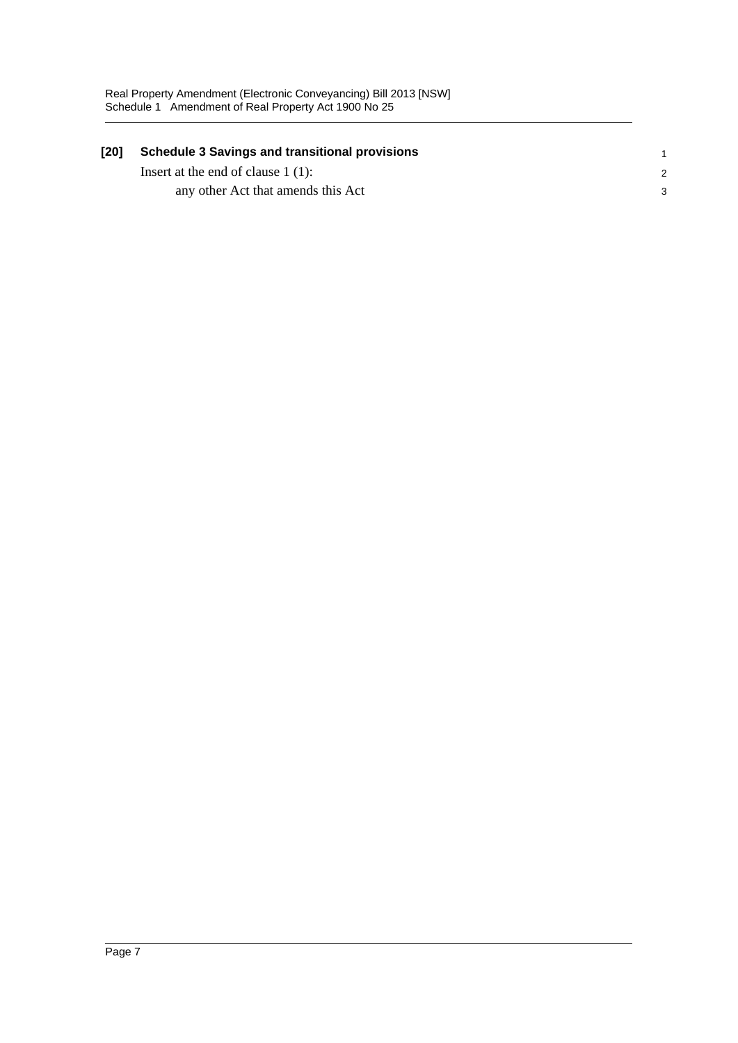**[20] Schedule 3 Savings and transitional provisions**

Insert at the end of clause 1 (1):

any other Act that amends this Act